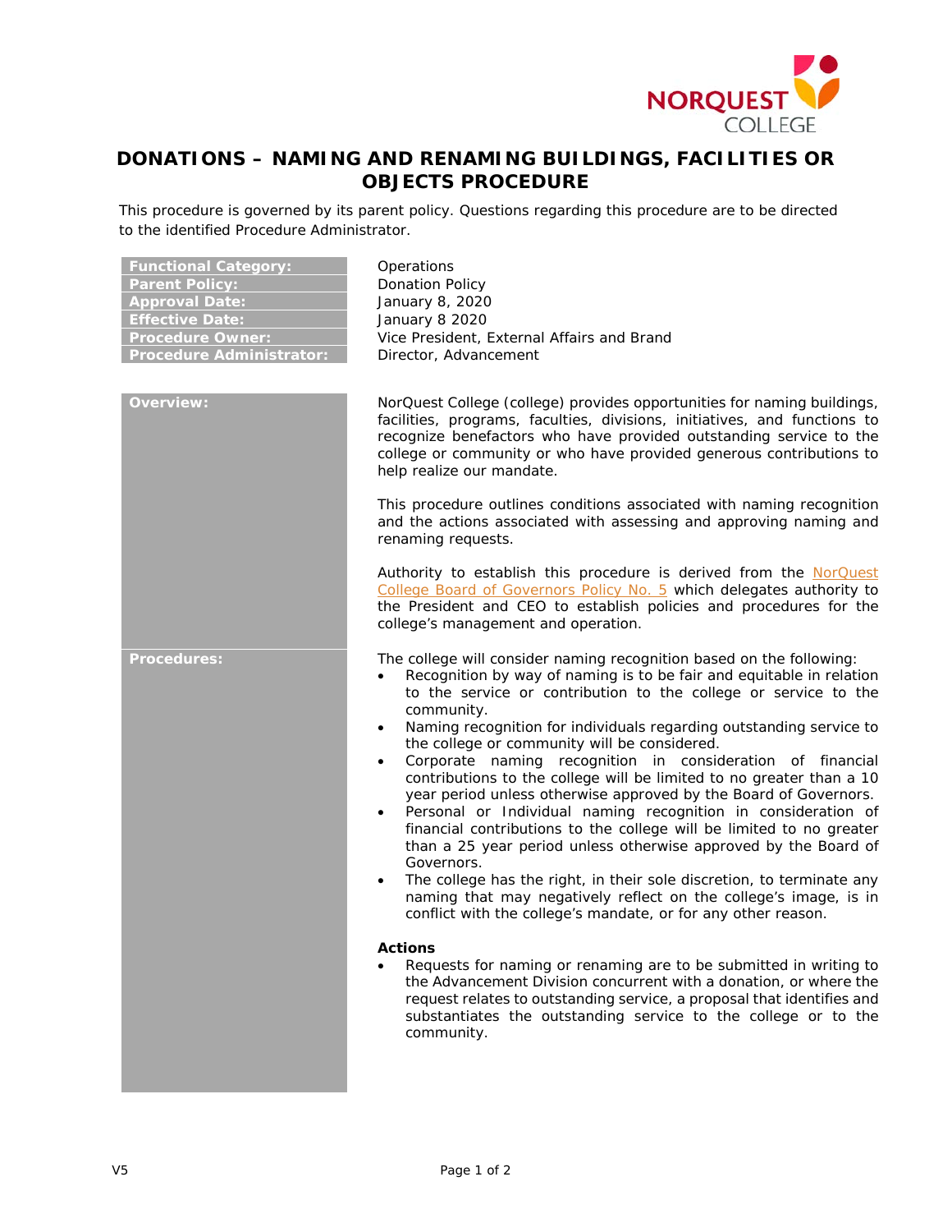# DONATIONS – NAMING AND RENAMING BUILDINGS, FACILITIES OR OBJECTS PROCEDURE

This procedure is governed by its parent policy. Questions regarding this procedure are to be directed to the identified Procedure Administrator.

| | |
|---|---|
| **Functional Category:** | Operations |
| **Parent Policy:** | Donation Policy |
| **Approval Date:** | January 8, 2020 |
| **Effective Date:** | January 8 2020 |
| **Procedure Owner:** | Vice President, External Affairs and Brand |
| **Procedure Administrator:** | Director, Advancement |

## Overview:

NorQuest College (college) provides opportunities for naming buildings, facilities, programs, faculties, divisions, initiatives, and functions to recognize benefactors who have provided outstanding service to the college or community or who have provided generous contributions to help realize our mandate.

This procedure outlines conditions associated with naming recognition and the actions associated with assessing and approving naming and renaming requests.

Authority to establish this procedure is derived from the NorQuest College Board of Governors Policy No. 5 which delegates authority to the President and CEO to establish policies and procedures for the college's management and operation.

## Procedures:

The college will consider naming recognition based on the following:

- Recognition by way of naming is to be fair and equitable in relation to the service or contribution to the college or service to the community.
- Naming recognition for individuals regarding outstanding service to the college or community will be considered.
- Corporate naming recognition in consideration of financial contributions to the college will be limited to no greater than a 10 year period unless otherwise approved by the Board of Governors.
- Personal or Individual naming recognition in consideration of financial contributions to the college will be limited to no greater than a 25 year period unless otherwise approved by the Board of Governors.
- The college has the right, in their sole discretion, to terminate any naming that may negatively reflect on the college's image, is in conflict with the college's mandate, or for any other reason.

### Actions

- Requests for naming or renaming are to be submitted in writing to the Advancement Division concurrent with a donation, or where the request relates to outstanding service, a proposal that identifies and substantiates the outstanding service to the college or to the community.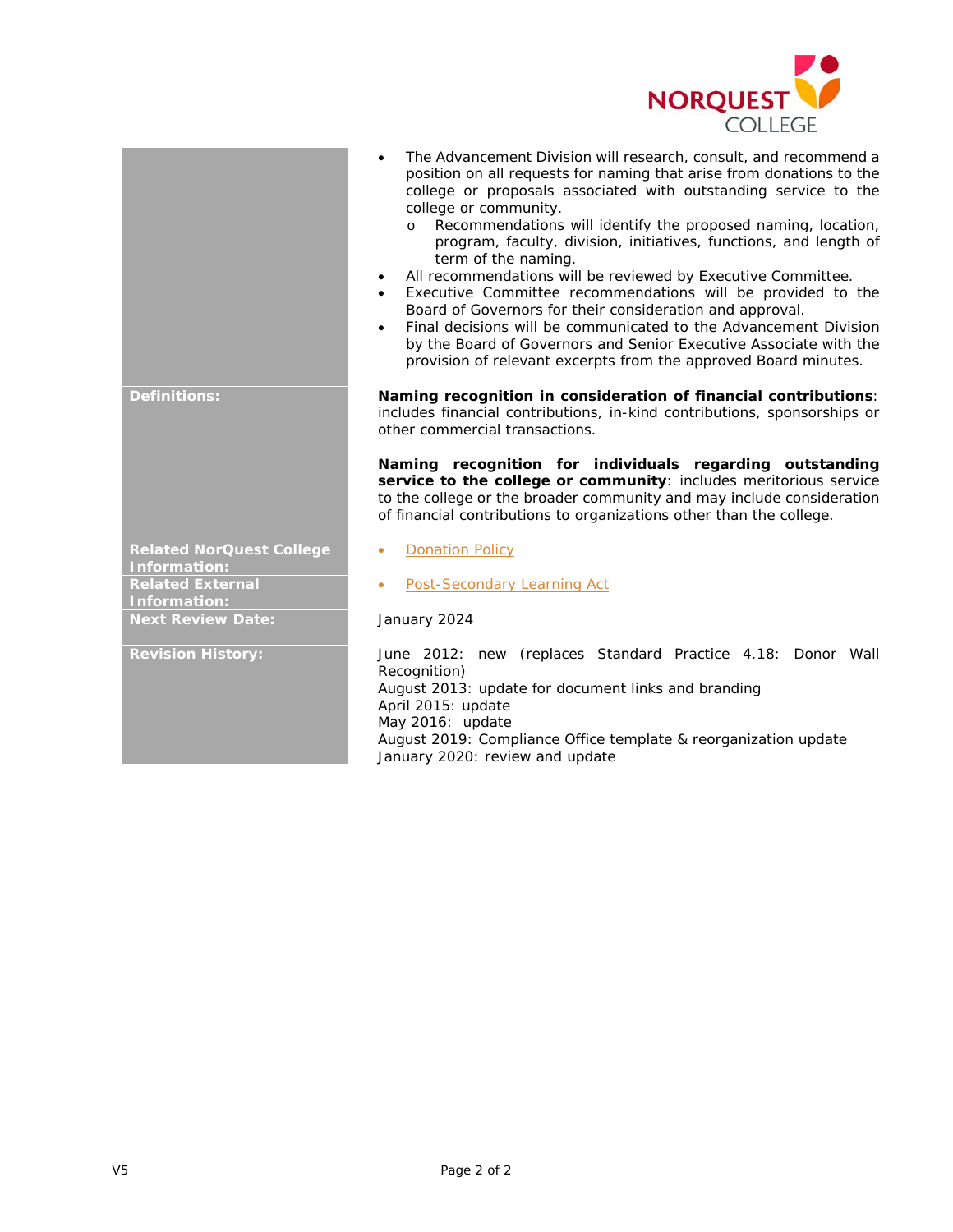| | |
|---|---|
| | • The Advancement Division will research, consult, and recommend a position on all requests for naming that arise from donations to the college or proposals associated with outstanding service to the college or community.<br>  o Recommendations will identify the proposed naming, location, program, faculty, division, initiatives, functions, and length of term of the naming.<br>• All recommendations will be reviewed by Executive Committee.<br>• Executive Committee recommendations will be provided to the Board of Governors for their consideration and approval.<br>• Final decisions will be communicated to the Advancement Division by the Board of Governors and Senior Executive Associate with the provision of relevant excerpts from the approved Board minutes. |
| **Definitions:** | **Naming recognition in consideration of financial contributions**: includes financial contributions, in-kind contributions, sponsorships or other commercial transactions.<br><br>**Naming recognition for individuals regarding outstanding service to the college or community**: includes meritorious service to the college or the broader community and may include consideration of financial contributions to organizations other than the college. |
| **Related NorQuest College Information:** | • Donation Policy |
| **Related External Information:** | • Post-Secondary Learning Act |
| **Next Review Date:** | January 2024 |
| **Revision History:** | June 2012: new (replaces Standard Practice 4.18: Donor Wall Recognition)<br>August 2013: update for document links and branding<br>April 2015: update<br>May 2016: update<br>August 2019: Compliance Office template & reorganization update<br>January 2020: review and update |

V5